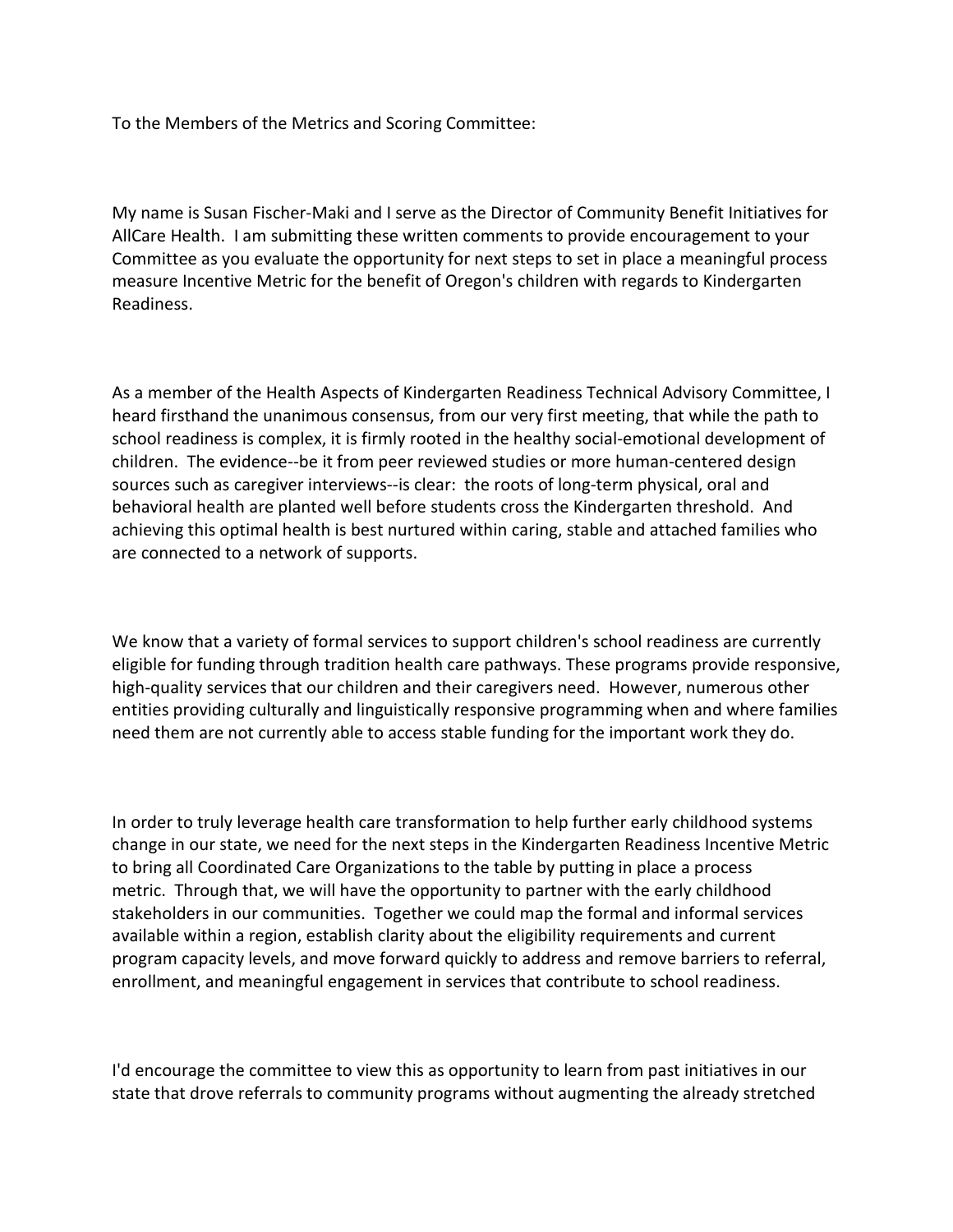To the Members of the Metrics and Scoring Committee:

My name is Susan Fischer-Maki and I serve as the Director of Community Benefit Initiatives for AllCare Health. I am submitting these written comments to provide encouragement to your Committee as you evaluate the opportunity for next steps to set in place a meaningful process measure Incentive Metric for the benefit of Oregon's children with regards to Kindergarten Readiness.

As a member of the Health Aspects of Kindergarten Readiness Technical Advisory Committee, I heard firsthand the unanimous consensus, from our very first meeting, that while the path to school readiness is complex, it is firmly rooted in the healthy social-emotional development of children. The evidence--be it from peer reviewed studies or more human-centered design sources such as caregiver interviews--is clear: the roots of long-term physical, oral and behavioral health are planted well before students cross the Kindergarten threshold. And achieving this optimal health is best nurtured within caring, stable and attached families who are connected to a network of supports.

We know that a variety of formal services to support children's school readiness are currently eligible for funding through tradition health care pathways. These programs provide responsive, high-quality services that our children and their caregivers need. However, numerous other entities providing culturally and linguistically responsive programming when and where families need them are not currently able to access stable funding for the important work they do.

In order to truly leverage health care transformation to help further early childhood systems change in our state, we need for the next steps in the Kindergarten Readiness Incentive Metric to bring all Coordinated Care Organizations to the table by putting in place a process metric. Through that, we will have the opportunity to partner with the early childhood stakeholders in our communities. Together we could map the formal and informal services available within a region, establish clarity about the eligibility requirements and current program capacity levels, and move forward quickly to address and remove barriers to referral, enrollment, and meaningful engagement in services that contribute to school readiness.

I'd encourage the committee to view this as opportunity to learn from past initiatives in our state that drove referrals to community programs without augmenting the already stretched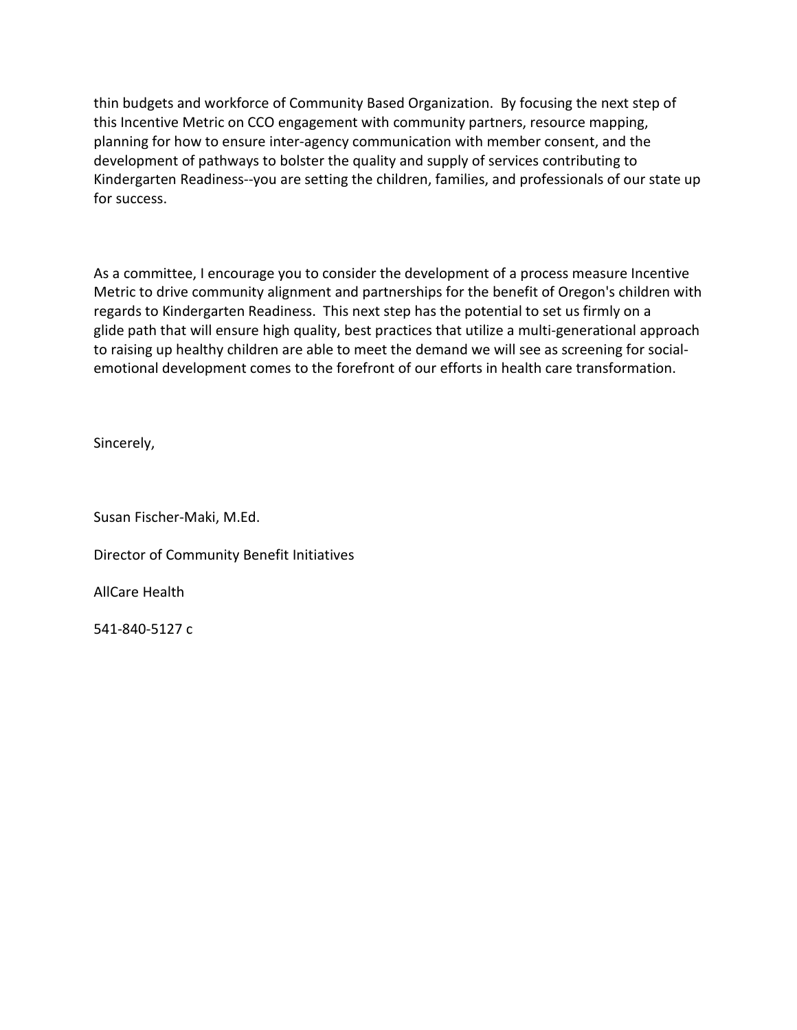thin budgets and workforce of Community Based Organization. By focusing the next step of this Incentive Metric on CCO engagement with community partners, resource mapping, planning for how to ensure inter-agency communication with member consent, and the development of pathways to bolster the quality and supply of services contributing to Kindergarten Readiness--you are setting the children, families, and professionals of our state up for success.

As a committee, I encourage you to consider the development of a process measure Incentive Metric to drive community alignment and partnerships for the benefit of Oregon's children with regards to Kindergarten Readiness. This next step has the potential to set us firmly on a glide path that will ensure high quality, best practices that utilize a multi-generational approach to raising up healthy children are able to meet the demand we will see as screening for social-emotional development comes to the forefront of our efforts in health care transformation.

Sincerely,

Susan Fischer-Maki, M.Ed.

Director of Community Benefit Initiatives

AllCare Health

541-840-5127 c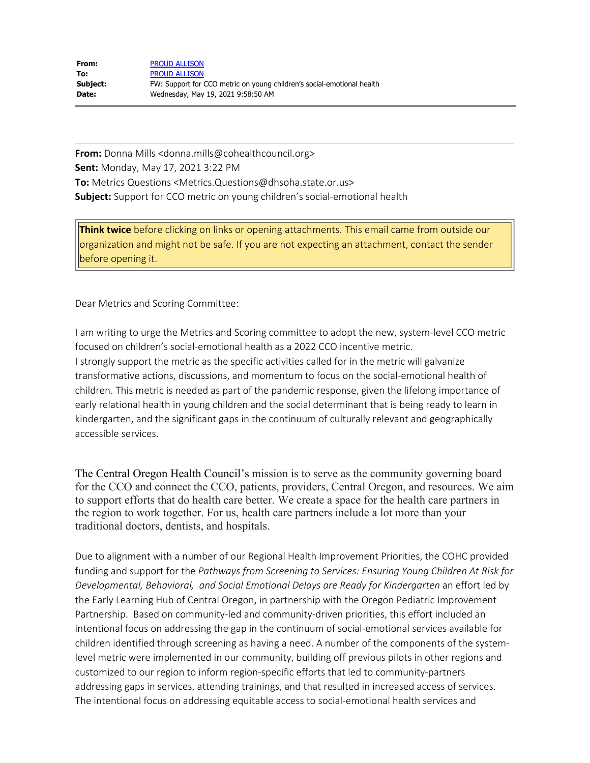| | |
|---|---|
| **From:** | PROUD ALLISON |
| **To:** | PROUD ALLISON |
| **Subject:** | FW: Support for CCO metric on young children's social-emotional health |
| **Date:** | Wednesday, May 19, 2021 9:58:50 AM |

**From:** Donna Mills <donna.mills@cohealthcouncil.org>
**Sent:** Monday, May 17, 2021 3:22 PM
**To:** Metrics Questions <Metrics.Questions@dhsoha.state.or.us>
**Subject:** Support for CCO metric on young children's social-emotional health

**Think twice** before clicking on links or opening attachments. This email came from outside our organization and might not be safe. If you are not expecting an attachment, contact the sender before opening it.

Dear Metrics and Scoring Committee:

I am writing to urge the Metrics and Scoring committee to adopt the new, system-level CCO metric focused on children's social-emotional health as a 2022 CCO incentive metric.
I strongly support the metric as the specific activities called for in the metric will galvanize transformative actions, discussions, and momentum to focus on the social-emotional health of children. This metric is needed as part of the pandemic response, given the lifelong importance of early relational health in young children and the social determinant that is being ready to learn in kindergarten, and the significant gaps in the continuum of culturally relevant and geographically accessible services.

The Central Oregon Health Council's mission is to serve as the community governing board for the CCO and connect the CCO, patients, providers, Central Oregon, and resources. We aim to support efforts that do health care better. We create a space for the health care partners in the region to work together. For us, health care partners include a lot more than your traditional doctors, dentists, and hospitals.

Due to alignment with a number of our Regional Health Improvement Priorities, the COHC provided funding and support for the *Pathways from Screening to Services: Ensuring Young Children At Risk for Developmental, Behavioral, and Social Emotional Delays are Ready for Kindergarten* an effort led by the Early Learning Hub of Central Oregon, in partnership with the Oregon Pediatric Improvement Partnership. Based on community-led and community-driven priorities, this effort included an intentional focus on addressing the gap in the continuum of social-emotional services available for children identified through screening as having a need. A number of the components of the system-level metric were implemented in our community, building off previous pilots in other regions and customized to our region to inform region-specific efforts that led to community-partners addressing gaps in services, attending trainings, and that resulted in increased access of services. The intentional focus on addressing equitable access to social-emotional health services and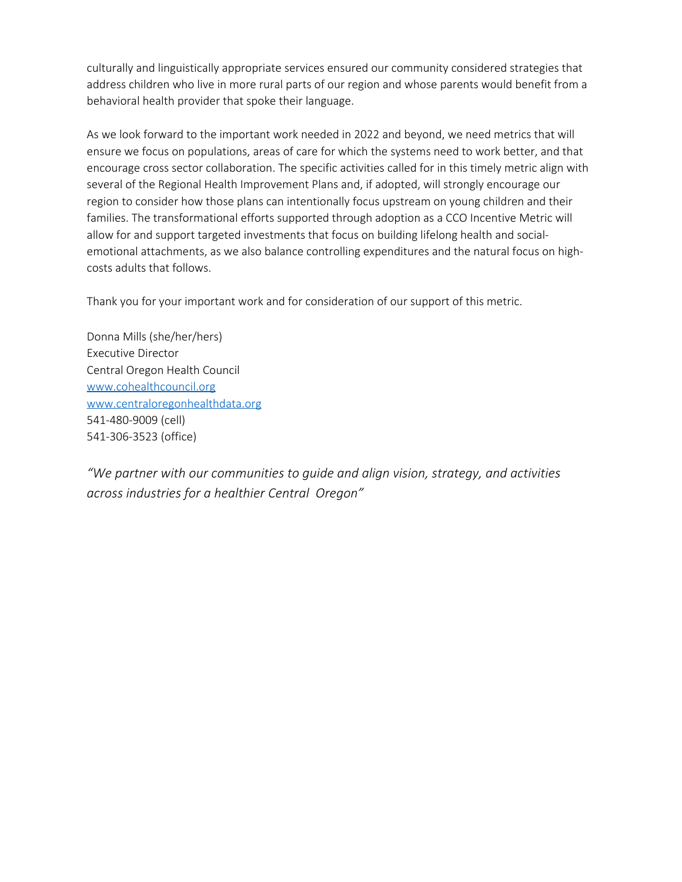culturally and linguistically appropriate services ensured our community considered strategies that address children who live in more rural parts of our region and whose parents would benefit from a behavioral health provider that spoke their language.

As we look forward to the important work needed in 2022 and beyond, we need metrics that will ensure we focus on populations, areas of care for which the systems need to work better, and that encourage cross sector collaboration. The specific activities called for in this timely metric align with several of the Regional Health Improvement Plans and, if adopted, will strongly encourage our region to consider how those plans can intentionally focus upstream on young children and their families. The transformational efforts supported through adoption as a CCO Incentive Metric will allow for and support targeted investments that focus on building lifelong health and social-emotional attachments, as we also balance controlling expenditures and the natural focus on high-costs adults that follows.

Thank you for your important work and for consideration of our support of this metric.

Donna Mills (she/her/hers)
Executive Director
Central Oregon Health Council
[www.cohealthcouncil.org](http://www.cohealthcouncil.org)
[www.centraloregonhealthdata.org](http://www.centraloregonhealthdata.org)
541-480-9009 (cell)
541-306-3523 (office)

*"We partner with our communities to guide and align vision, strategy, and activities across industries for a healthier Central Oregon"*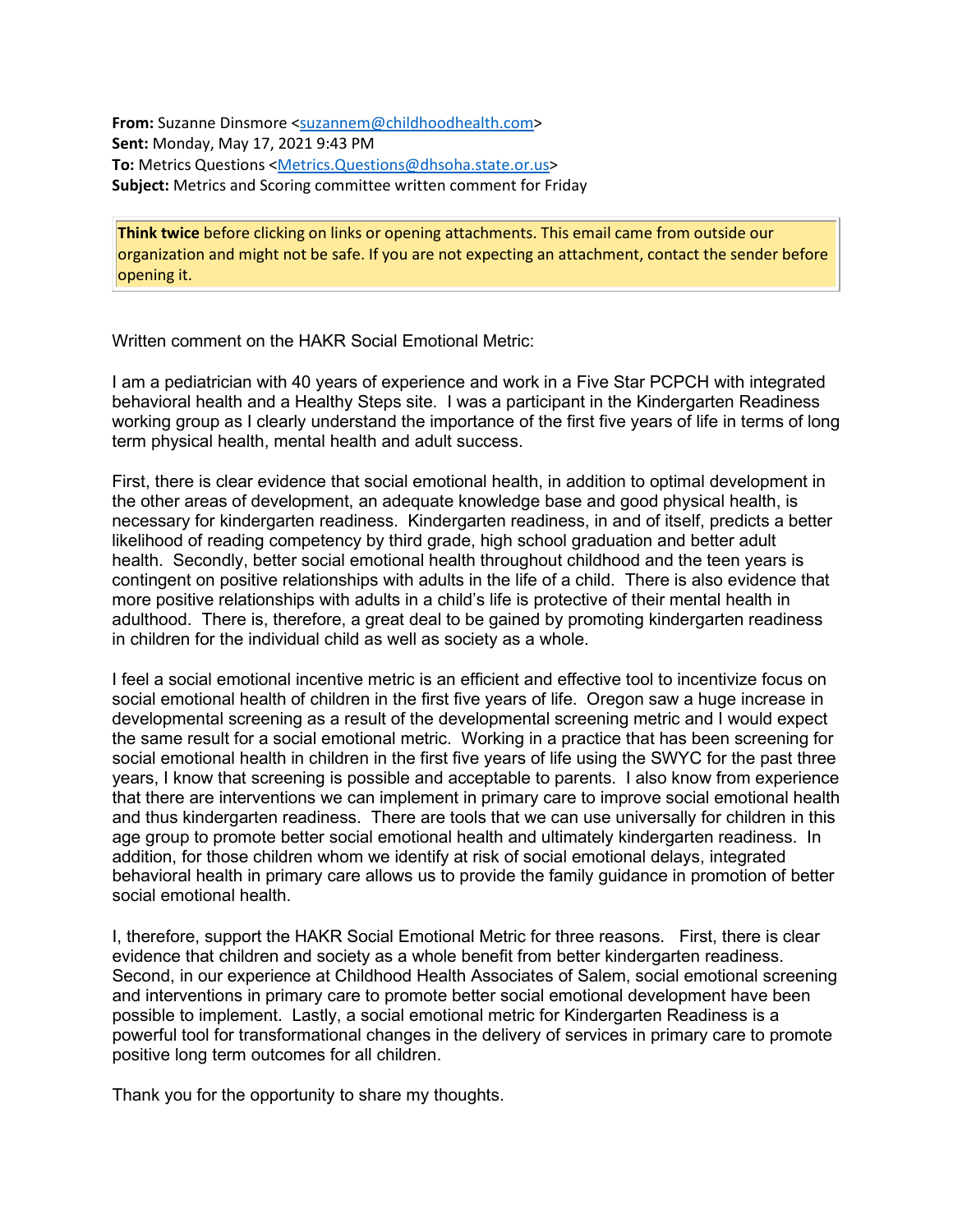**From:** Suzanne Dinsmore <suzannem@childhoodhealth.com>
**Sent:** Monday, May 17, 2021 9:43 PM
**To:** Metrics Questions <Metrics.Questions@dhsoha.state.or.us>
**Subject:** Metrics and Scoring committee written comment for Friday

**Think twice** before clicking on links or opening attachments. This email came from outside our organization and might not be safe. If you are not expecting an attachment, contact the sender before opening it.

Written comment on the HAKR Social Emotional Metric:

I am a pediatrician with 40 years of experience and work in a Five Star PCPCH with integrated behavioral health and a Healthy Steps site. I was a participant in the Kindergarten Readiness working group as I clearly understand the importance of the first five years of life in terms of long term physical health, mental health and adult success.

First, there is clear evidence that social emotional health, in addition to optimal development in the other areas of development, an adequate knowledge base and good physical health, is necessary for kindergarten readiness. Kindergarten readiness, in and of itself, predicts a better likelihood of reading competency by third grade, high school graduation and better adult health. Secondly, better social emotional health throughout childhood and the teen years is contingent on positive relationships with adults in the life of a child. There is also evidence that more positive relationships with adults in a child's life is protective of their mental health in adulthood. There is, therefore, a great deal to be gained by promoting kindergarten readiness in children for the individual child as well as society as a whole.

I feel a social emotional incentive metric is an efficient and effective tool to incentivize focus on social emotional health of children in the first five years of life. Oregon saw a huge increase in developmental screening as a result of the developmental screening metric and I would expect the same result for a social emotional metric. Working in a practice that has been screening for social emotional health in children in the first five years of life using the SWYC for the past three years, I know that screening is possible and acceptable to parents. I also know from experience that there are interventions we can implement in primary care to improve social emotional health and thus kindergarten readiness. There are tools that we can use universally for children in this age group to promote better social emotional health and ultimately kindergarten readiness. In addition, for those children whom we identify at risk of social emotional delays, integrated behavioral health in primary care allows us to provide the family guidance in promotion of better social emotional health.

I, therefore, support the HAKR Social Emotional Metric for three reasons. First, there is clear evidence that children and society as a whole benefit from better kindergarten readiness. Second, in our experience at Childhood Health Associates of Salem, social emotional screening and interventions in primary care to promote better social emotional development have been possible to implement. Lastly, a social emotional metric for Kindergarten Readiness is a powerful tool for transformational changes in the delivery of services in primary care to promote positive long term outcomes for all children.

Thank you for the opportunity to share my thoughts.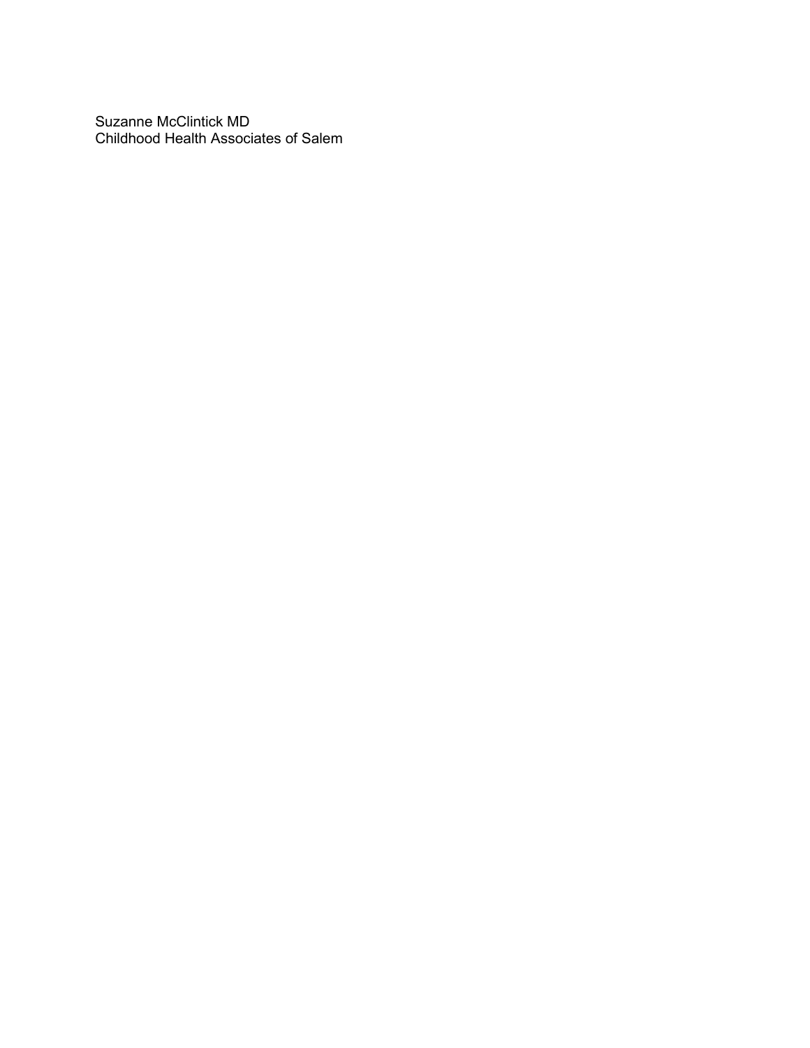Suzanne McClintick MD
Childhood Health Associates of Salem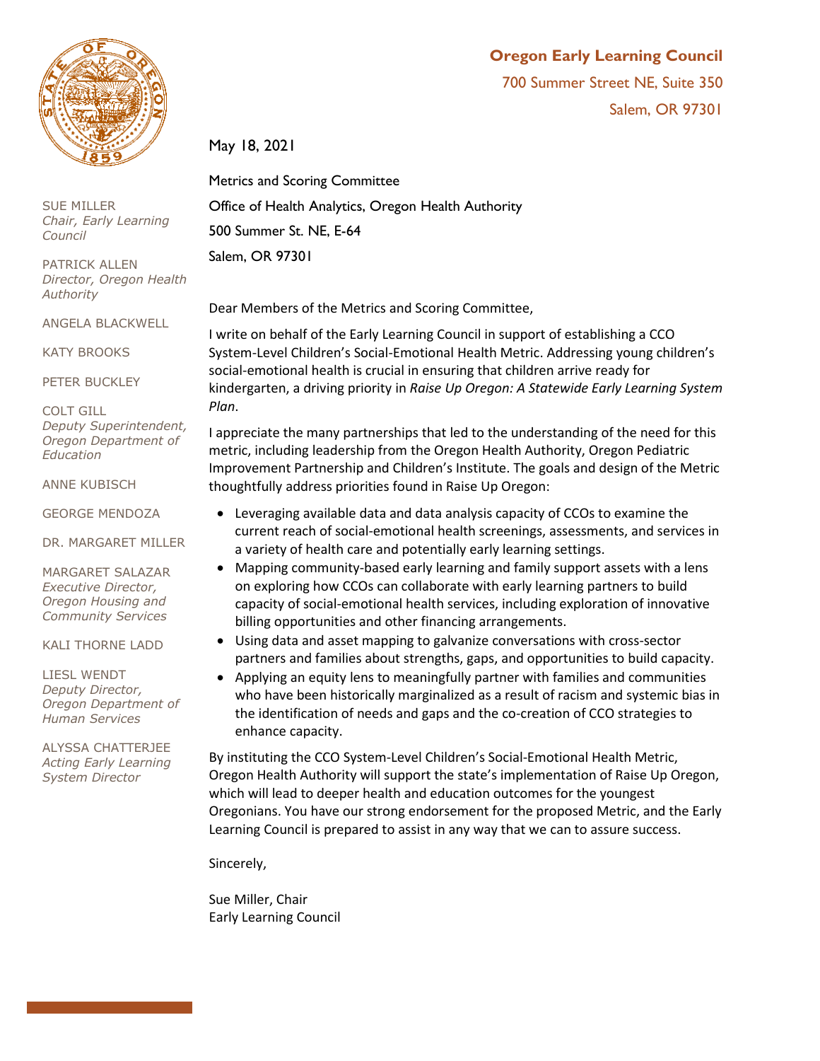**Oregon Early Learning Council**

700 Summer Street NE, Suite 350

Salem, OR 97301

SUE MILLER
*Chair, Early Learning Council*

PATRICK ALLEN
*Director, Oregon Health Authority*

ANGELA BLACKWELL

KATY BROOKS

PETER BUCKLEY

COLT GILL
*Deputy Superintendent, Oregon Department of Education*

ANNE KUBISCH

GEORGE MENDOZA

DR. MARGARET MILLER

MARGARET SALAZAR
*Executive Director, Oregon Housing and Community Services*

KALI THORNE LADD

LIESL WENDT
*Deputy Director, Oregon Department of Human Services*

ALYSSA CHATTERJEE
*Acting Early Learning System Director*

May 18, 2021

Metrics and Scoring Committee
Office of Health Analytics, Oregon Health Authority
500 Summer St. NE, E-64
Salem, OR 97301

Dear Members of the Metrics and Scoring Committee,

I write on behalf of the Early Learning Council in support of establishing a CCO System-Level Children's Social-Emotional Health Metric. Addressing young children's social-emotional health is crucial in ensuring that children arrive ready for kindergarten, a driving priority in *Raise Up Oregon: A Statewide Early Learning System Plan*.

I appreciate the many partnerships that led to the understanding of the need for this metric, including leadership from the Oregon Health Authority, Oregon Pediatric Improvement Partnership and Children's Institute. The goals and design of the Metric thoughtfully address priorities found in Raise Up Oregon:

- Leveraging available data and data analysis capacity of CCOs to examine the current reach of social-emotional health screenings, assessments, and services in a variety of health care and potentially early learning settings.
- Mapping community-based early learning and family support assets with a lens on exploring how CCOs can collaborate with early learning partners to build capacity of social-emotional health services, including exploration of innovative billing opportunities and other financing arrangements.
- Using data and asset mapping to galvanize conversations with cross-sector partners and families about strengths, gaps, and opportunities to build capacity.
- Applying an equity lens to meaningfully partner with families and communities who have been historically marginalized as a result of racism and systemic bias in the identification of needs and gaps and the co-creation of CCO strategies to enhance capacity.

By instituting the CCO System-Level Children's Social-Emotional Health Metric, Oregon Health Authority will support the state's implementation of Raise Up Oregon, which will lead to deeper health and education outcomes for the youngest Oregonians. You have our strong endorsement for the proposed Metric, and the Early Learning Council is prepared to assist in any way that we can to assure success.

Sincerely,

Sue Miller, Chair
Early Learning Council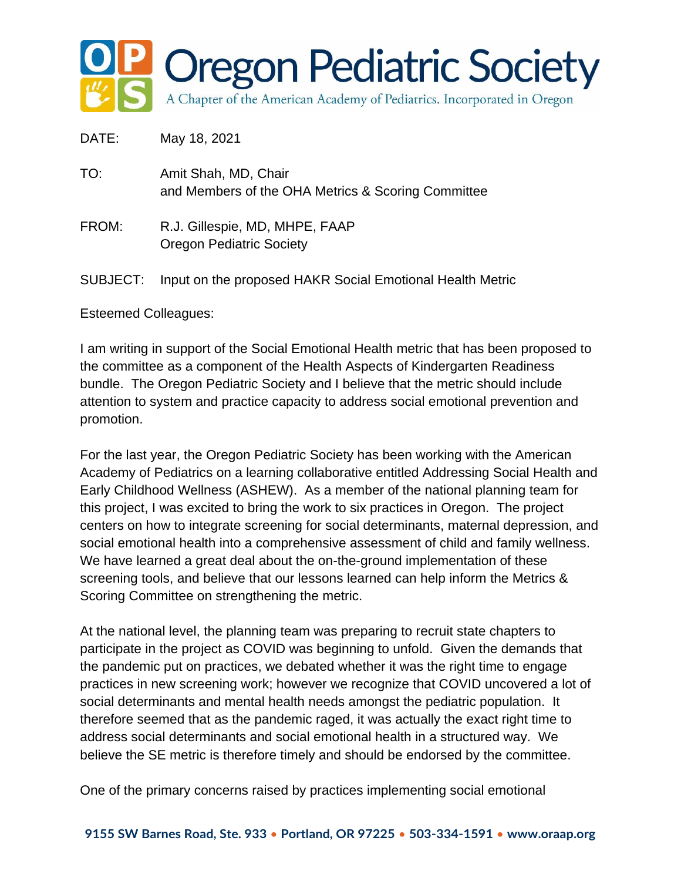# Oregon Pediatric Society

A Chapter of the American Academy of Pediatrics. Incorporated in Oregon

DATE: May 18, 2021

TO: Amit Shah, MD, Chair
and Members of the OHA Metrics & Scoring Committee

FROM: R.J. Gillespie, MD, MHPE, FAAP
Oregon Pediatric Society

SUBJECT: Input on the proposed HAKR Social Emotional Health Metric

Esteemed Colleagues:

I am writing in support of the Social Emotional Health metric that has been proposed to the committee as a component of the Health Aspects of Kindergarten Readiness bundle. The Oregon Pediatric Society and I believe that the metric should include attention to system and practice capacity to address social emotional prevention and promotion.

For the last year, the Oregon Pediatric Society has been working with the American Academy of Pediatrics on a learning collaborative entitled Addressing Social Health and Early Childhood Wellness (ASHEW). As a member of the national planning team for this project, I was excited to bring the work to six practices in Oregon. The project centers on how to integrate screening for social determinants, maternal depression, and social emotional health into a comprehensive assessment of child and family wellness. We have learned a great deal about the on-the-ground implementation of these screening tools, and believe that our lessons learned can help inform the Metrics & Scoring Committee on strengthening the metric.

At the national level, the planning team was preparing to recruit state chapters to participate in the project as COVID was beginning to unfold. Given the demands that the pandemic put on practices, we debated whether it was the right time to engage practices in new screening work; however we recognize that COVID uncovered a lot of social determinants and mental health needs amongst the pediatric population. It therefore seemed that as the pandemic raged, it was actually the exact right time to address social determinants and social emotional health in a structured way. We believe the SE metric is therefore timely and should be endorsed by the committee.

One of the primary concerns raised by practices implementing social emotional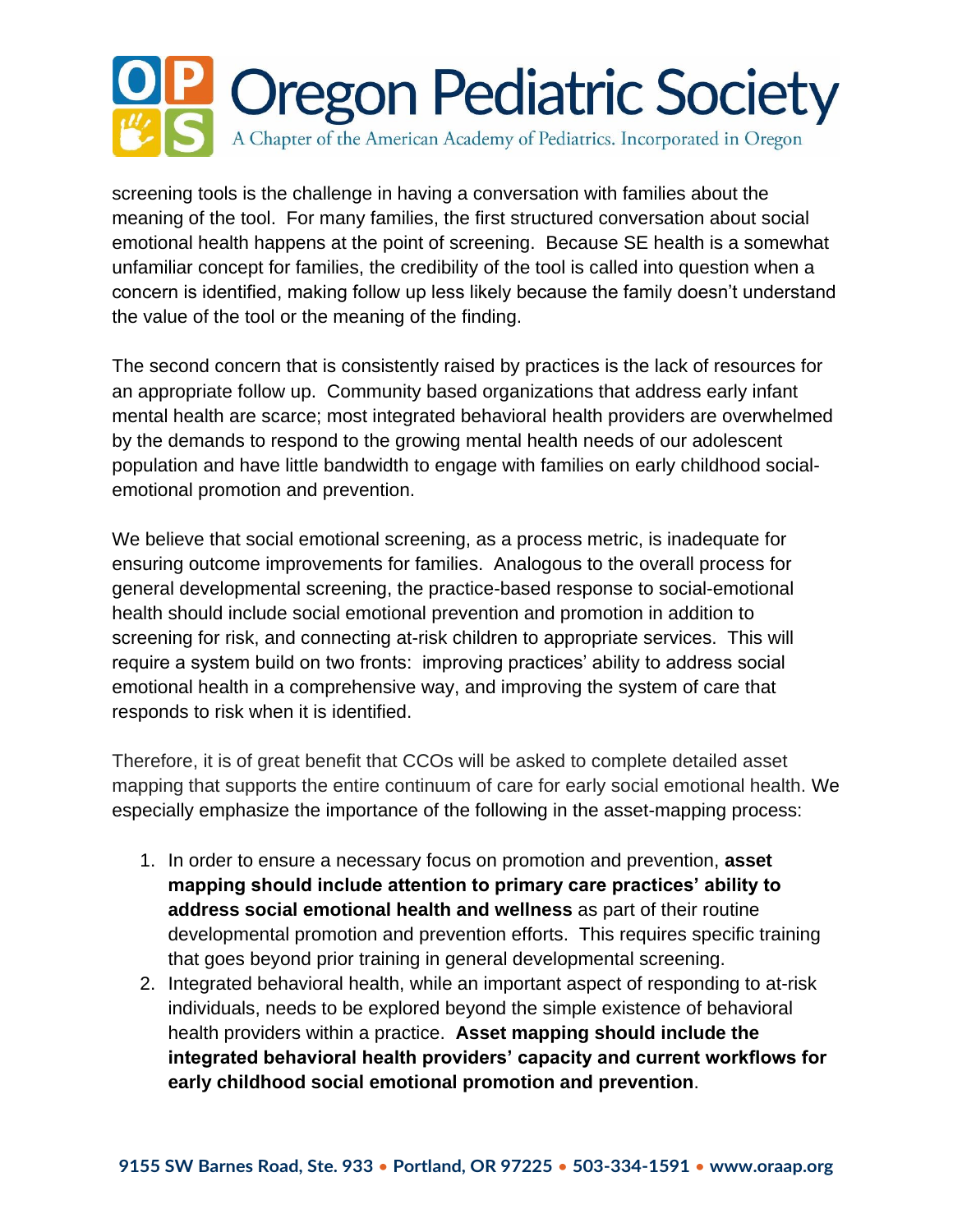screening tools is the challenge in having a conversation with families about the meaning of the tool. For many families, the first structured conversation about social emotional health happens at the point of screening. Because SE health is a somewhat unfamiliar concept for families, the credibility of the tool is called into question when a concern is identified, making follow up less likely because the family doesn't understand the value of the tool or the meaning of the finding.

The second concern that is consistently raised by practices is the lack of resources for an appropriate follow up. Community based organizations that address early infant mental health are scarce; most integrated behavioral health providers are overwhelmed by the demands to respond to the growing mental health needs of our adolescent population and have little bandwidth to engage with families on early childhood social-emotional promotion and prevention.

We believe that social emotional screening, as a process metric, is inadequate for ensuring outcome improvements for families. Analogous to the overall process for general developmental screening, the practice-based response to social-emotional health should include social emotional prevention and promotion in addition to screening for risk, and connecting at-risk children to appropriate services. This will require a system build on two fronts: improving practices' ability to address social emotional health in a comprehensive way, and improving the system of care that responds to risk when it is identified.

Therefore, it is of great benefit that CCOs will be asked to complete detailed asset mapping that supports the entire continuum of care for early social emotional health. We especially emphasize the importance of the following in the asset-mapping process:

1. In order to ensure a necessary focus on promotion and prevention, **asset mapping should include attention to primary care practices' ability to address social emotional health and wellness** as part of their routine developmental promotion and prevention efforts. This requires specific training that goes beyond prior training in general developmental screening.
2. Integrated behavioral health, while an important aspect of responding to at-risk individuals, needs to be explored beyond the simple existence of behavioral health providers within a practice. **Asset mapping should include the integrated behavioral health providers' capacity and current workflows for early childhood social emotional promotion and prevention**.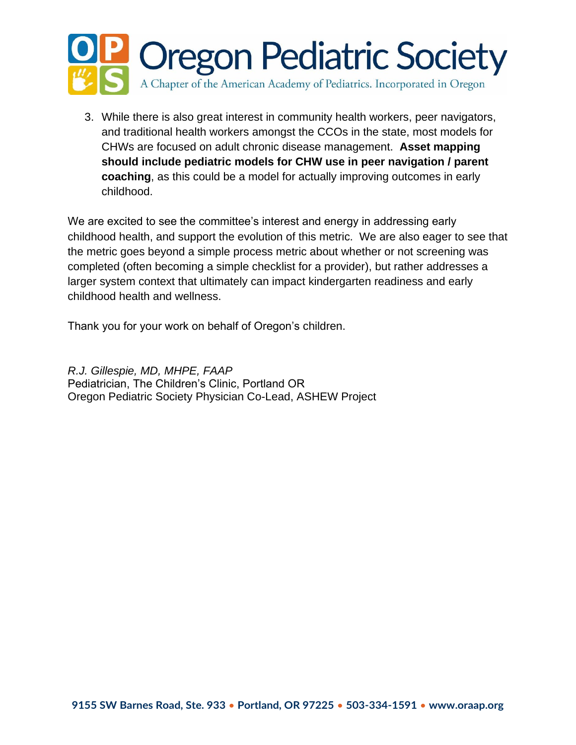3. While there is also great interest in community health workers, peer navigators, and traditional health workers amongst the CCOs in the state, most models for CHWs are focused on adult chronic disease management. **Asset mapping should include pediatric models for CHW use in peer navigation / parent coaching**, as this could be a model for actually improving outcomes in early childhood.

We are excited to see the committee's interest and energy in addressing early childhood health, and support the evolution of this metric. We are also eager to see that the metric goes beyond a simple process metric about whether or not screening was completed (often becoming a simple checklist for a provider), but rather addresses a larger system context that ultimately can impact kindergarten readiness and early childhood health and wellness.

Thank you for your work on behalf of Oregon's children.

*R.J. Gillespie, MD, MHPE, FAAP*
Pediatrician, The Children's Clinic, Portland OR
Oregon Pediatric Society Physician Co-Lead, ASHEW Project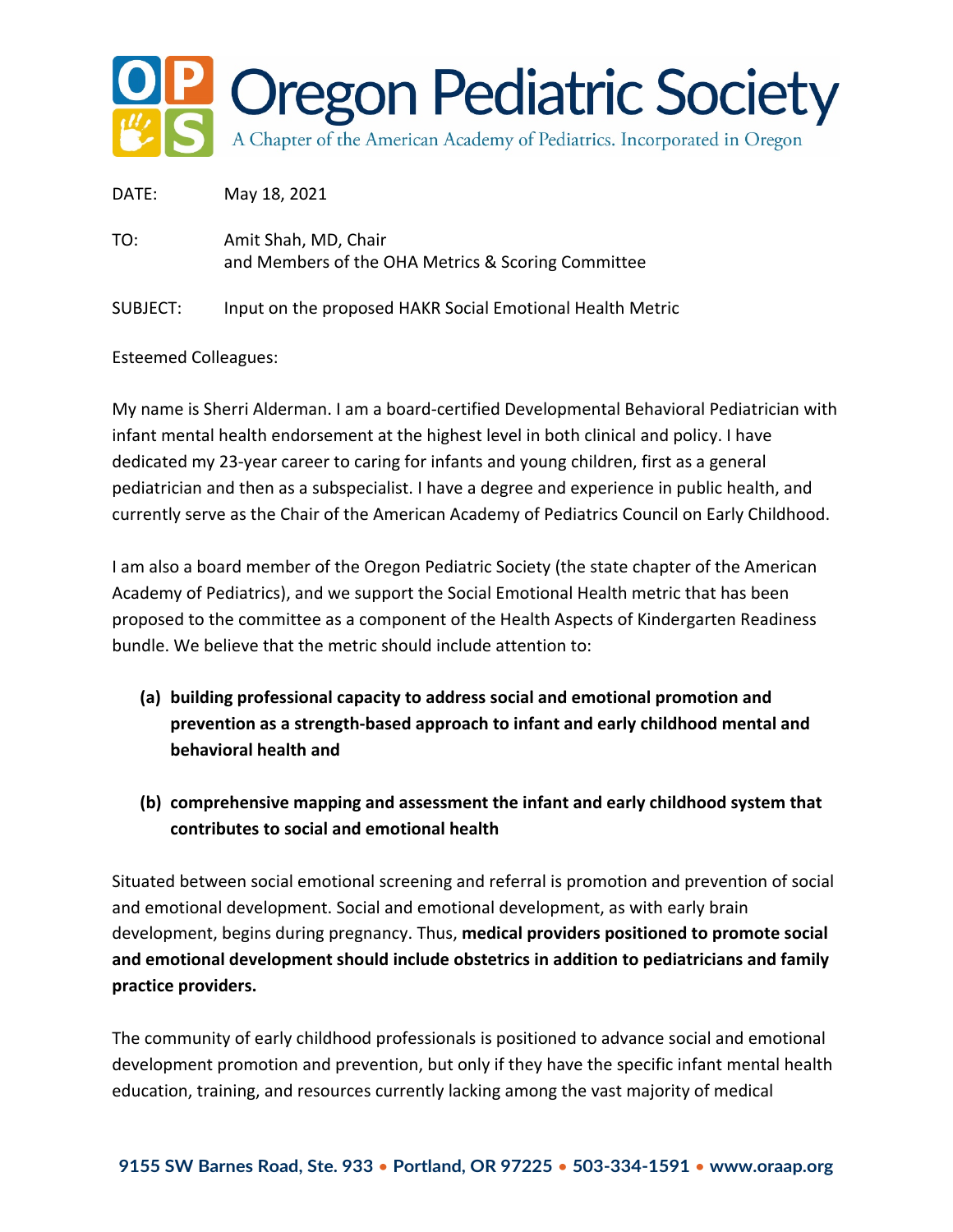# Oregon Pediatric Society

A Chapter of the American Academy of Pediatrics. Incorporated in Oregon

DATE: May 18, 2021

TO: Amit Shah, MD, Chair
and Members of the OHA Metrics & Scoring Committee

SUBJECT: Input on the proposed HAKR Social Emotional Health Metric

Esteemed Colleagues:

My name is Sherri Alderman. I am a board-certified Developmental Behavioral Pediatrician with infant mental health endorsement at the highest level in both clinical and policy. I have dedicated my 23-year career to caring for infants and young children, first as a general pediatrician and then as a subspecialist. I have a degree and experience in public health, and currently serve as the Chair of the American Academy of Pediatrics Council on Early Childhood.

I am also a board member of the Oregon Pediatric Society (the state chapter of the American Academy of Pediatrics), and we support the Social Emotional Health metric that has been proposed to the committee as a component of the Health Aspects of Kindergarten Readiness bundle. We believe that the metric should include attention to:

- **(a) building professional capacity to address social and emotional promotion and prevention as a strength-based approach to infant and early childhood mental and behavioral health and**
- **(b) comprehensive mapping and assessment the infant and early childhood system that contributes to social and emotional health**

Situated between social emotional screening and referral is promotion and prevention of social and emotional development. Social and emotional development, as with early brain development, begins during pregnancy. Thus, **medical providers positioned to promote social and emotional development should include obstetrics in addition to pediatricians and family practice providers.**

The community of early childhood professionals is positioned to advance social and emotional development promotion and prevention, but only if they have the specific infant mental health education, training, and resources currently lacking among the vast majority of medical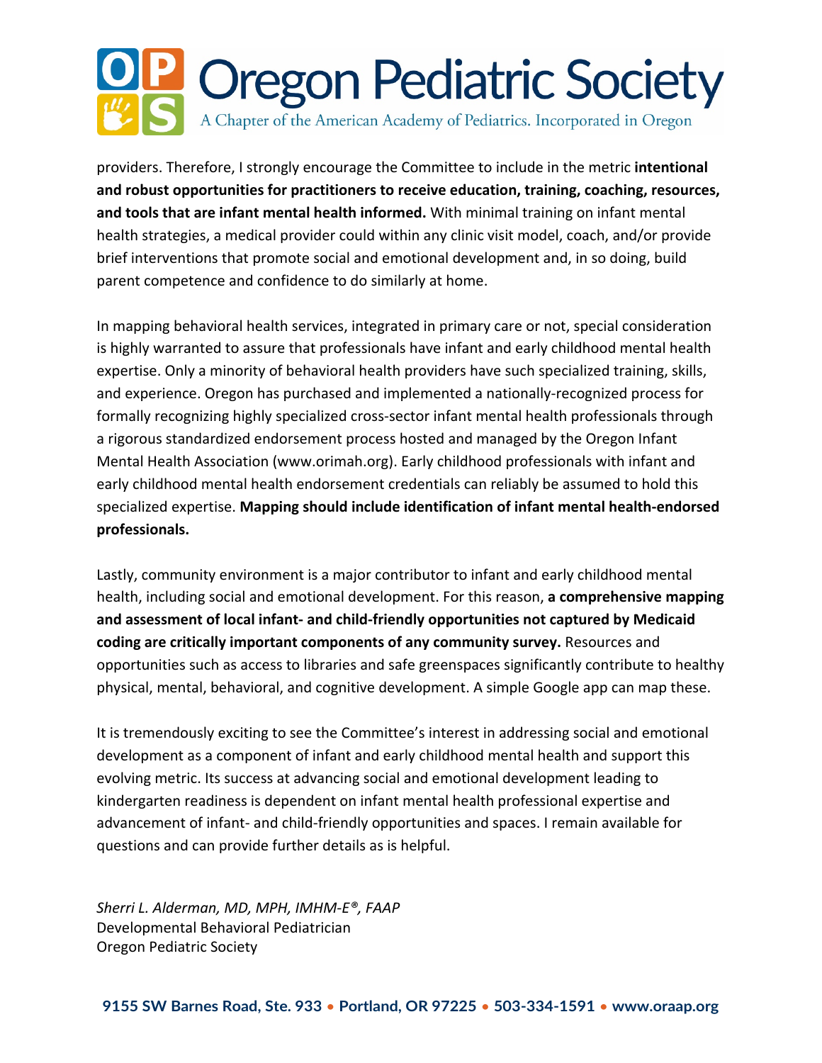providers. Therefore, I strongly encourage the Committee to include in the metric **intentional and robust opportunities for practitioners to receive education, training, coaching, resources, and tools that are infant mental health informed.** With minimal training on infant mental health strategies, a medical provider could within any clinic visit model, coach, and/or provide brief interventions that promote social and emotional development and, in so doing, build parent competence and confidence to do similarly at home.

In mapping behavioral health services, integrated in primary care or not, special consideration is highly warranted to assure that professionals have infant and early childhood mental health expertise. Only a minority of behavioral health providers have such specialized training, skills, and experience. Oregon has purchased and implemented a nationally-recognized process for formally recognizing highly specialized cross-sector infant mental health professionals through a rigorous standardized endorsement process hosted and managed by the Oregon Infant Mental Health Association (www.orimah.org). Early childhood professionals with infant and early childhood mental health endorsement credentials can reliably be assumed to hold this specialized expertise. **Mapping should include identification of infant mental health-endorsed professionals.**

Lastly, community environment is a major contributor to infant and early childhood mental health, including social and emotional development. For this reason, **a comprehensive mapping and assessment of local infant- and child-friendly opportunities not captured by Medicaid coding are critically important components of any community survey.** Resources and opportunities such as access to libraries and safe greenspaces significantly contribute to healthy physical, mental, behavioral, and cognitive development. A simple Google app can map these.

It is tremendously exciting to see the Committee's interest in addressing social and emotional development as a component of infant and early childhood mental health and support this evolving metric. Its success at advancing social and emotional development leading to kindergarten readiness is dependent on infant mental health professional expertise and advancement of infant- and child-friendly opportunities and spaces. I remain available for questions and can provide further details as is helpful.

*Sherri L. Alderman, MD, MPH, IMHM-E®, FAAP*
Developmental Behavioral Pediatrician
Oregon Pediatric Society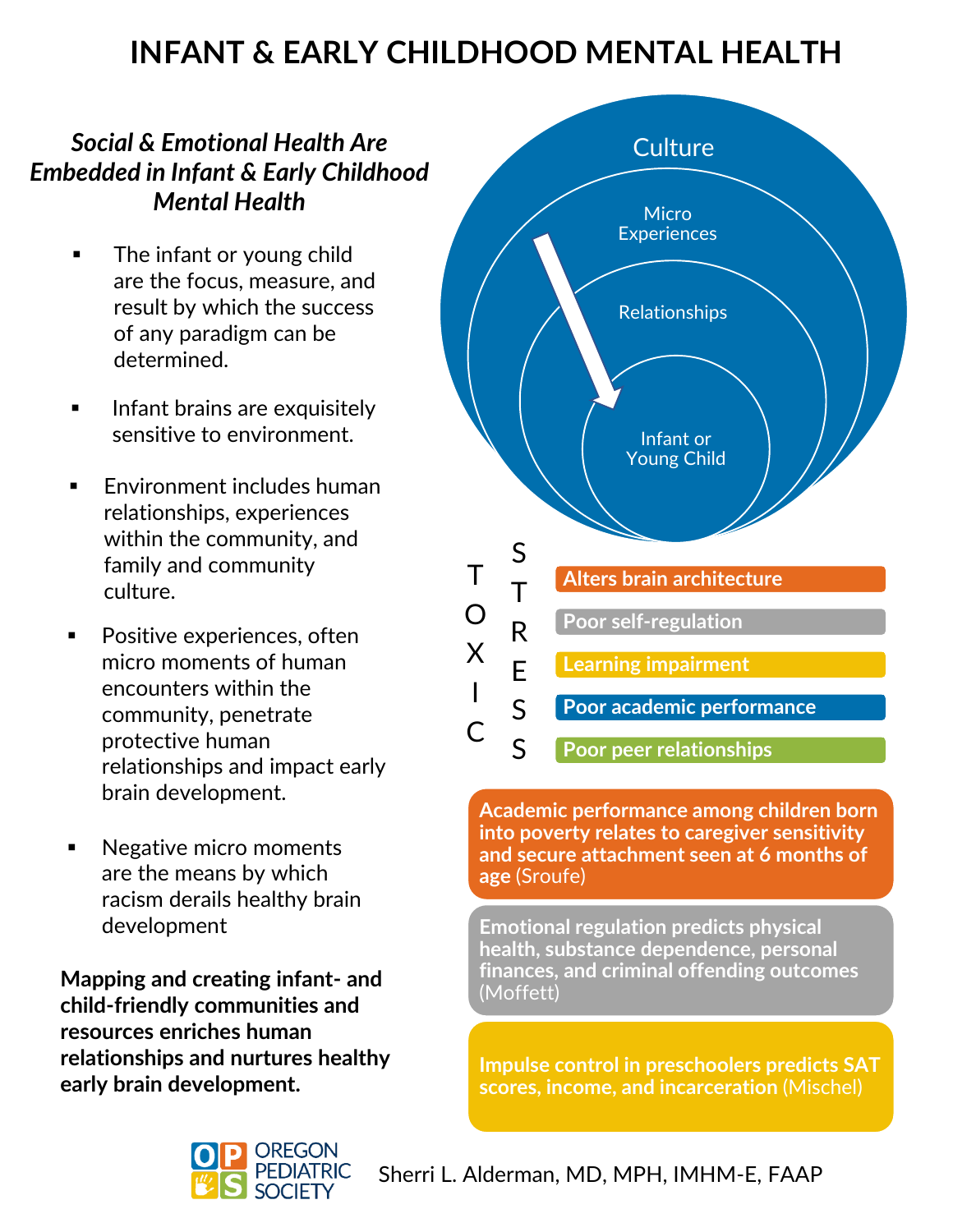# INFANT & EARLY CHILDHOOD MENTAL HEALTH

***Social & Emotional Health Are Embedded in Infant & Early Childhood Mental Health***

- The infant or young child are the focus, measure, and result by which the success of any paradigm can be determined.
- Infant brains are exquisitely sensitive to environment.
- Environment includes human relationships, experiences within the community, and family and community culture.
- Positive experiences, often micro moments of human encounters within the community, penetrate protective human relationships and impact early brain development.
- Negative micro moments are the means by which racism derails healthy brain development

**Mapping and creating infant- and child-friendly communities and resources enriches human relationships and nurtures healthy early brain development.**

Culture

Micro Experiences

Relationships

Infant or Young Child

TOXIC STRESS

- Alters brain architecture
- Poor self-regulation
- Learning impairment
- Poor academic performance
- Poor peer relationships

**Academic performance among children born into poverty relates to caregiver sensitivity and secure attachment seen at 6 months of age** (Sroufe)

**Emotional regulation predicts physical health, substance dependence, personal finances, and criminal offending outcomes** (Moffett)

**Impulse control in preschoolers predicts SAT scores, income, and incarceration** (Mischel)

OREGON PEDIATRIC SOCIETY

Sherri L. Alderman, MD, MPH, IMHM-E, FAAP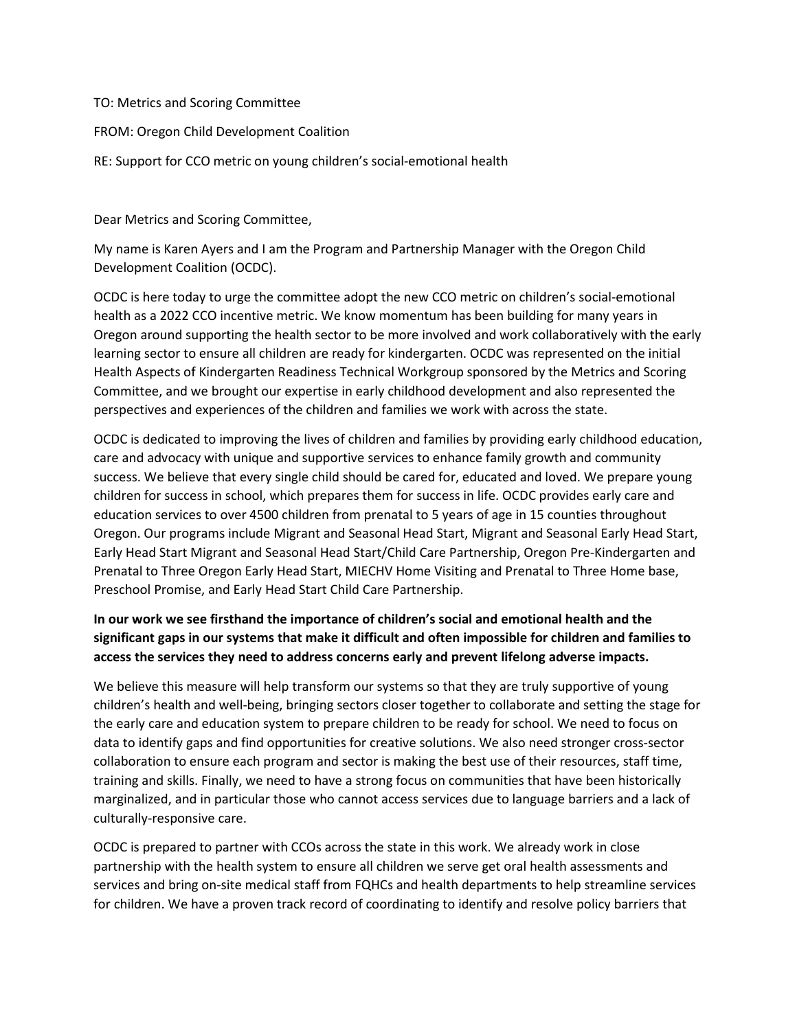TO: Metrics and Scoring Committee

FROM: Oregon Child Development Coalition

RE: Support for CCO metric on young children's social-emotional health

Dear Metrics and Scoring Committee,

My name is Karen Ayers and I am the Program and Partnership Manager with the Oregon Child Development Coalition (OCDC).

OCDC is here today to urge the committee adopt the new CCO metric on children's social-emotional health as a 2022 CCO incentive metric. We know momentum has been building for many years in Oregon around supporting the health sector to be more involved and work collaboratively with the early learning sector to ensure all children are ready for kindergarten. OCDC was represented on the initial Health Aspects of Kindergarten Readiness Technical Workgroup sponsored by the Metrics and Scoring Committee, and we brought our expertise in early childhood development and also represented the perspectives and experiences of the children and families we work with across the state.

OCDC is dedicated to improving the lives of children and families by providing early childhood education, care and advocacy with unique and supportive services to enhance family growth and community success. We believe that every single child should be cared for, educated and loved. We prepare young children for success in school, which prepares them for success in life. OCDC provides early care and education services to over 4500 children from prenatal to 5 years of age in 15 counties throughout Oregon. Our programs include Migrant and Seasonal Head Start, Migrant and Seasonal Early Head Start, Early Head Start Migrant and Seasonal Head Start/Child Care Partnership, Oregon Pre-Kindergarten and Prenatal to Three Oregon Early Head Start, MIECHV Home Visiting and Prenatal to Three Home base, Preschool Promise, and Early Head Start Child Care Partnership.

**In our work we see firsthand the importance of children's social and emotional health and the significant gaps in our systems that make it difficult and often impossible for children and families to access the services they need to address concerns early and prevent lifelong adverse impacts.**

We believe this measure will help transform our systems so that they are truly supportive of young children's health and well-being, bringing sectors closer together to collaborate and setting the stage for the early care and education system to prepare children to be ready for school. We need to focus on data to identify gaps and find opportunities for creative solutions. We also need stronger cross-sector collaboration to ensure each program and sector is making the best use of their resources, staff time, training and skills. Finally, we need to have a strong focus on communities that have been historically marginalized, and in particular those who cannot access services due to language barriers and a lack of culturally-responsive care.

OCDC is prepared to partner with CCOs across the state in this work. We already work in close partnership with the health system to ensure all children we serve get oral health assessments and services and bring on-site medical staff from FQHCs and health departments to help streamline services for children. We have a proven track record of coordinating to identify and resolve policy barriers that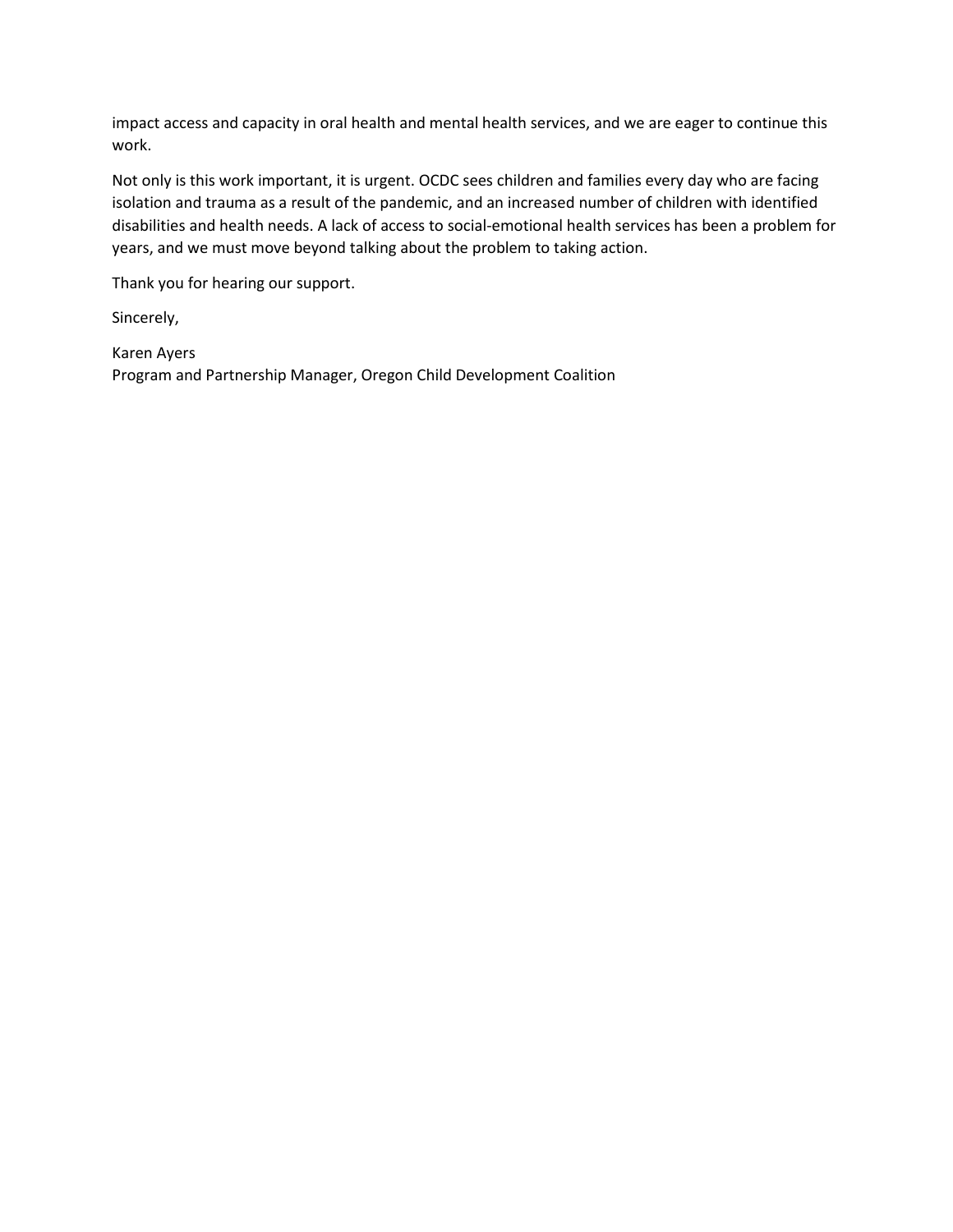impact access and capacity in oral health and mental health services, and we are eager to continue this work.

Not only is this work important, it is urgent. OCDC sees children and families every day who are facing isolation and trauma as a result of the pandemic, and an increased number of children with identified disabilities and health needs. A lack of access to social-emotional health services has been a problem for years, and we must move beyond talking about the problem to taking action.

Thank you for hearing our support.

Sincerely,

Karen Ayers
Program and Partnership Manager, Oregon Child Development Coalition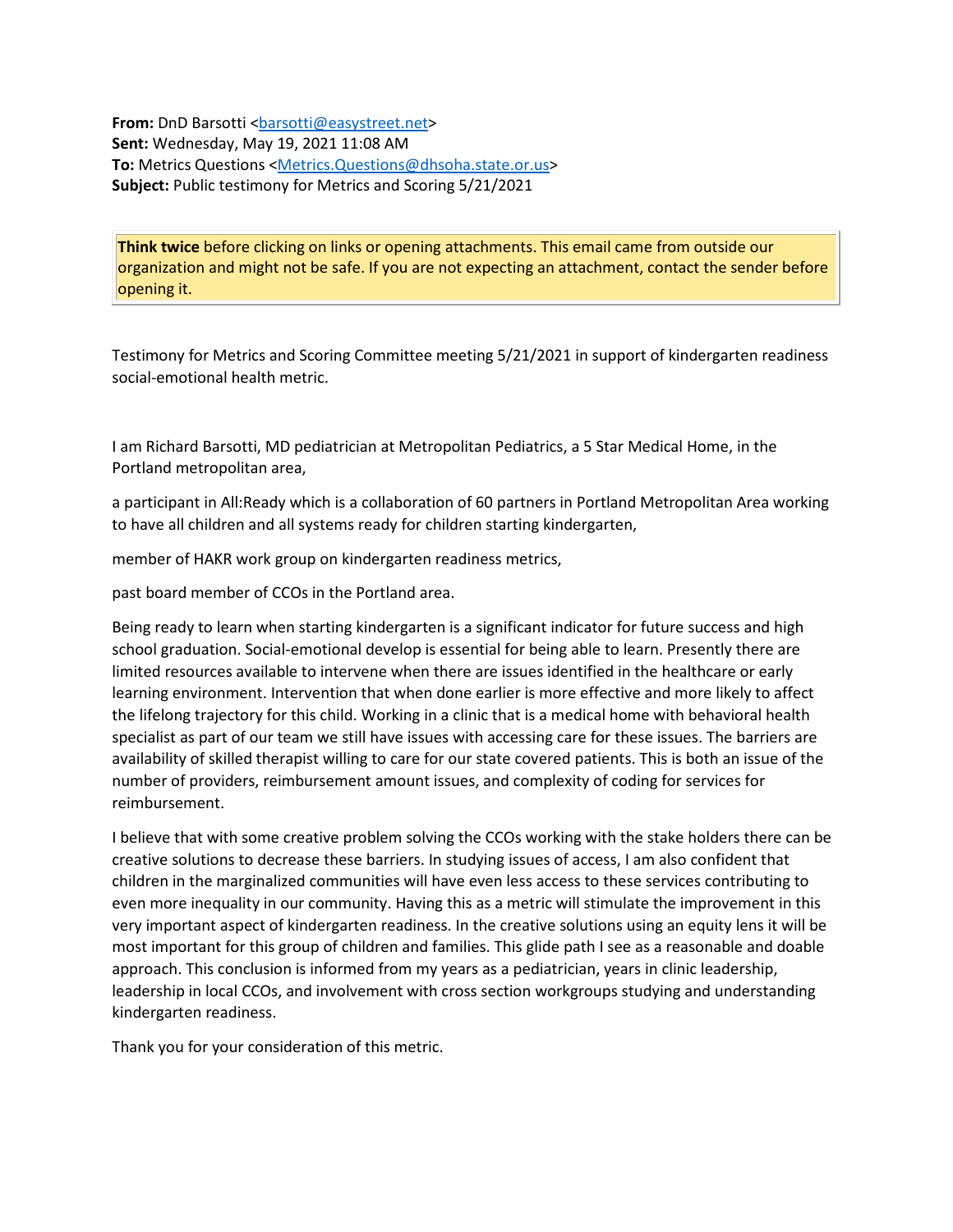**From:** DnD Barsotti <barsotti@easystreet.net>
**Sent:** Wednesday, May 19, 2021 11:08 AM
**To:** Metrics Questions <Metrics.Questions@dhsoha.state.or.us>
**Subject:** Public testimony for Metrics and Scoring 5/21/2021

**Think twice** before clicking on links or opening attachments. This email came from outside our organization and might not be safe. If you are not expecting an attachment, contact the sender before opening it.

Testimony for Metrics and Scoring Committee meeting 5/21/2021 in support of kindergarten readiness social-emotional health metric.

I am Richard Barsotti, MD pediatrician at Metropolitan Pediatrics, a 5 Star Medical Home, in the Portland metropolitan area,

a participant in All:Ready which is a collaboration of 60 partners in Portland Metropolitan Area working to have all children and all systems ready for children starting kindergarten,

member of HAKR work group on kindergarten readiness metrics,

past board member of CCOs in the Portland area.

Being ready to learn when starting kindergarten is a significant indicator for future success and high school graduation. Social-emotional develop is essential for being able to learn. Presently there are limited resources available to intervene when there are issues identified in the healthcare or early learning environment. Intervention that when done earlier is more effective and more likely to affect the lifelong trajectory for this child. Working in a clinic that is a medical home with behavioral health specialist as part of our team we still have issues with accessing care for these issues. The barriers are availability of skilled therapist willing to care for our state covered patients. This is both an issue of the number of providers, reimbursement amount issues, and complexity of coding for services for reimbursement.

I believe that with some creative problem solving the CCOs working with the stake holders there can be creative solutions to decrease these barriers. In studying issues of access, I am also confident that children in the marginalized communities will have even less access to these services contributing to even more inequality in our community. Having this as a metric will stimulate the improvement in this very important aspect of kindergarten readiness. In the creative solutions using an equity lens it will be most important for this group of children and families. This glide path I see as a reasonable and doable approach. This conclusion is informed from my years as a pediatrician, years in clinic leadership, leadership in local CCOs, and involvement with cross section workgroups studying and understanding kindergarten readiness.

Thank you for your consideration of this metric.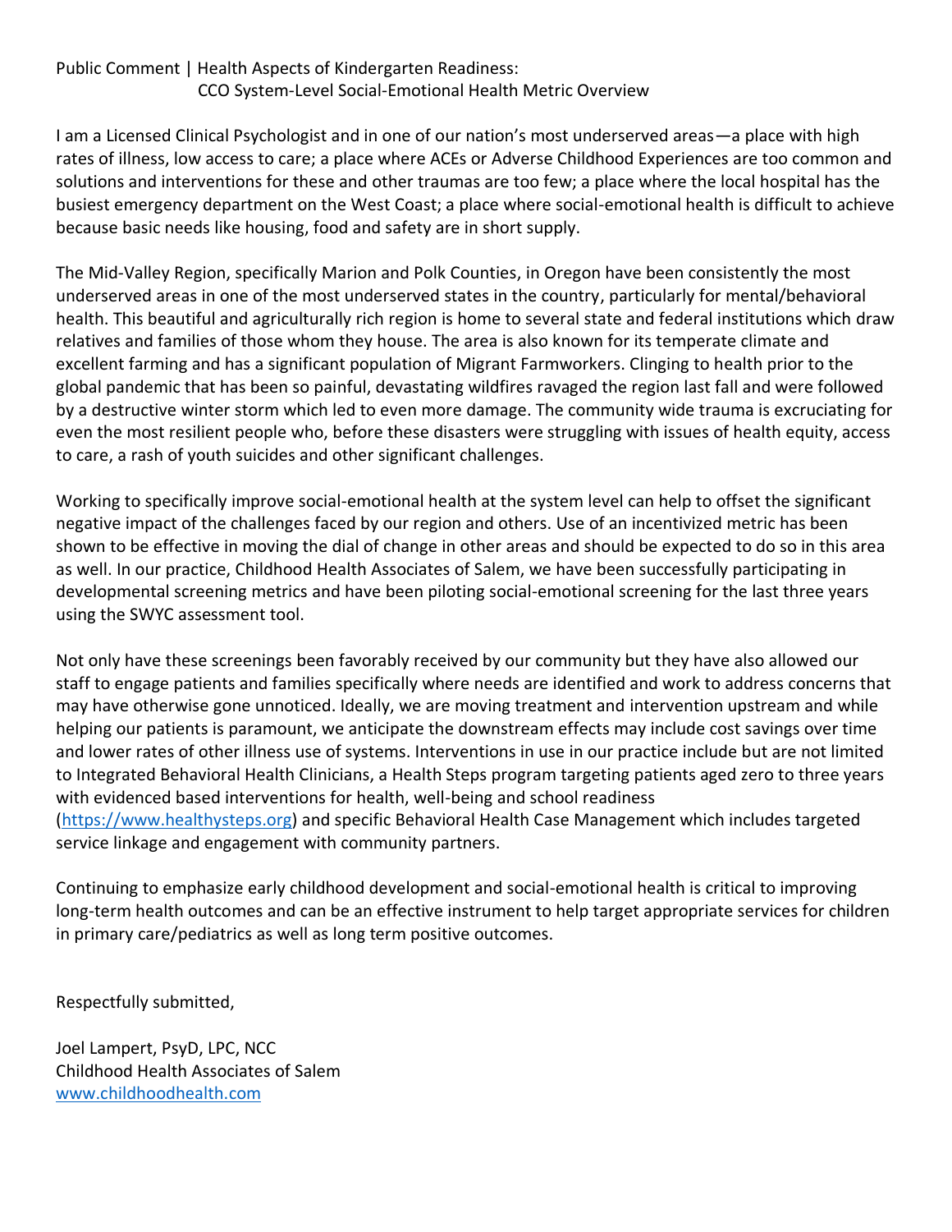Public Comment | Health Aspects of Kindergarten Readiness:
CCO System-Level Social-Emotional Health Metric Overview

I am a Licensed Clinical Psychologist and in one of our nation's most underserved areas—a place with high rates of illness, low access to care; a place where ACEs or Adverse Childhood Experiences are too common and solutions and interventions for these and other traumas are too few; a place where the local hospital has the busiest emergency department on the West Coast; a place where social-emotional health is difficult to achieve because basic needs like housing, food and safety are in short supply.

The Mid-Valley Region, specifically Marion and Polk Counties, in Oregon have been consistently the most underserved areas in one of the most underserved states in the country, particularly for mental/behavioral health. This beautiful and agriculturally rich region is home to several state and federal institutions which draw relatives and families of those whom they house. The area is also known for its temperate climate and excellent farming and has a significant population of Migrant Farmworkers. Clinging to health prior to the global pandemic that has been so painful, devastating wildfires ravaged the region last fall and were followed by a destructive winter storm which led to even more damage. The community wide trauma is excruciating for even the most resilient people who, before these disasters were struggling with issues of health equity, access to care, a rash of youth suicides and other significant challenges.

Working to specifically improve social-emotional health at the system level can help to offset the significant negative impact of the challenges faced by our region and others. Use of an incentivized metric has been shown to be effective in moving the dial of change in other areas and should be expected to do so in this area as well. In our practice, Childhood Health Associates of Salem, we have been successfully participating in developmental screening metrics and have been piloting social-emotional screening for the last three years using the SWYC assessment tool.

Not only have these screenings been favorably received by our community but they have also allowed our staff to engage patients and families specifically where needs are identified and work to address concerns that may have otherwise gone unnoticed. Ideally, we are moving treatment and intervention upstream and while helping our patients is paramount, we anticipate the downstream effects may include cost savings over time and lower rates of other illness use of systems. Interventions in use in our practice include but are not limited to Integrated Behavioral Health Clinicians, a Health Steps program targeting patients aged zero to three years with evidenced based interventions for health, well-being and school readiness ([https://www.healthysteps.org](https://www.healthysteps.org)) and specific Behavioral Health Case Management which includes targeted service linkage and engagement with community partners.

Continuing to emphasize early childhood development and social-emotional health is critical to improving long-term health outcomes and can be an effective instrument to help target appropriate services for children in primary care/pediatrics as well as long term positive outcomes.

Respectfully submitted,

Joel Lampert, PsyD, LPC, NCC
Childhood Health Associates of Salem
[www.childhoodhealth.com](www.childhoodhealth.com)